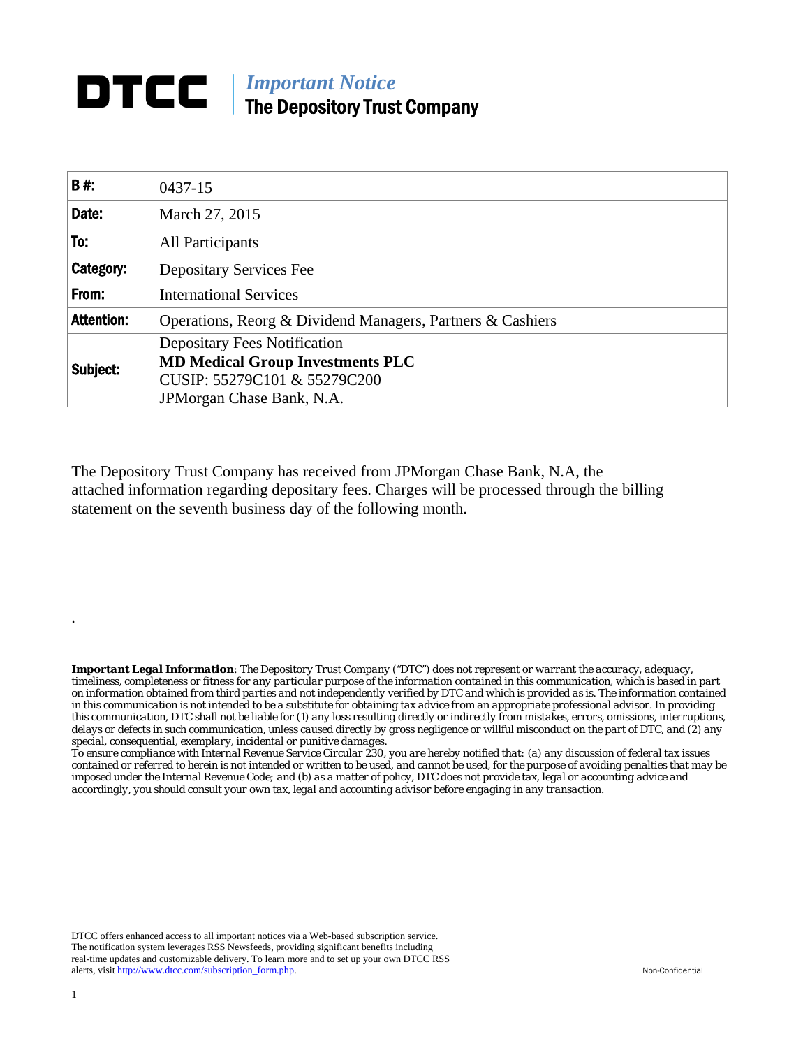# DTCC | *Important Notice*
## The Depository Trust Company

| B #: | 0437-15 |
|---|---|
| Date: | March 27, 2015 |
| To: | All Participants |
| Category: | Depositary Services Fee |
| From: | International Services |
| Attention: | Operations, Reorg & Dividend Managers, Partners & Cashiers |
| Subject: | Depositary Fees Notification<br>**MD Medical Group Investments PLC**<br>CUSIP: 55279C101 & 55279C200<br>JPMorgan Chase Bank, N.A. |

The Depository Trust Company has received from JPMorgan Chase Bank, N.A, the attached information regarding depositary fees. Charges will be processed through the billing statement on the seventh business day of the following month.

.

***Important Legal Information**: The Depository Trust Company ("DTC") does not represent or warrant the accuracy, adequacy, timeliness, completeness or fitness for any particular purpose of the information contained in this communication, which is based in part on information obtained from third parties and not independently verified by DTC and which is provided as is. The information contained in this communication is not intended to be a substitute for obtaining tax advice from an appropriate professional advisor. In providing this communication, DTC shall not be liable for (1) any loss resulting directly or indirectly from mistakes, errors, omissions, interruptions, delays or defects in such communication, unless caused directly by gross negligence or willful misconduct on the part of DTC, and (2) any special, consequential, exemplary, incidental or punitive damages.*

*To ensure compliance with Internal Revenue Service Circular 230, you are hereby notified that: (a) any discussion of federal tax issues contained or referred to herein is not intended or written to be used, and cannot be used, for the purpose of avoiding penalties that may be imposed under the Internal Revenue Code; and (b) as a matter of policy, DTC does not provide tax, legal or accounting advice and accordingly, you should consult your own tax, legal and accounting advisor before engaging in any transaction.*

DTCC offers enhanced access to all important notices via a Web-based subscription service. The notification system leverages RSS Newsfeeds, providing significant benefits including real-time updates and customizable delivery. To learn more and to set up your own DTCC RSS alerts, visit http://www.dtcc.com/subscription_form.php.

Non-Confidential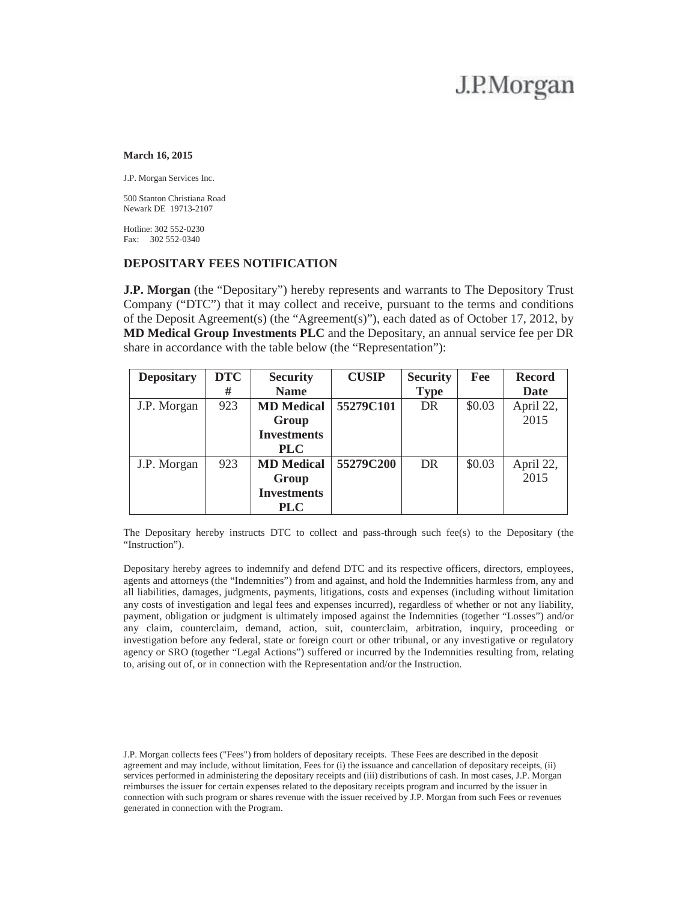J.P.Morgan

**March 16, 2015**

J.P. Morgan Services Inc.

500 Stanton Christiana Road
Newark DE 19713-2107

Hotline: 302 552-0230
Fax: 302 552-0340

## DEPOSITARY FEES NOTIFICATION

**J.P. Morgan** (the "Depositary") hereby represents and warrants to The Depository Trust Company ("DTC") that it may collect and receive, pursuant to the terms and conditions of the Deposit Agreement(s) (the "Agreement(s)"), each dated as of October 17, 2012, by **MD Medical Group Investments PLC** and the Depositary, an annual service fee per DR share in accordance with the table below (the "Representation"):

| Depositary | DTC # | Security Name | CUSIP | Security Type | Fee | Record Date |
|---|---|---|---|---|---|---|
| J.P. Morgan | 923 | **MD Medical Group Investments PLC** | **55279C101** | DR | $0.03 | April 22, 2015 |
| J.P. Morgan | 923 | **MD Medical Group Investments PLC** | **55279C200** | DR | $0.03 | April 22, 2015 |

The Depositary hereby instructs DTC to collect and pass-through such fee(s) to the Depositary (the "Instruction").

Depositary hereby agrees to indemnify and defend DTC and its respective officers, directors, employees, agents and attorneys (the "Indemnities") from and against, and hold the Indemnities harmless from, any and all liabilities, damages, judgments, payments, litigations, costs and expenses (including without limitation any costs of investigation and legal fees and expenses incurred), regardless of whether or not any liability, payment, obligation or judgment is ultimately imposed against the Indemnities (together "Losses") and/or any claim, counterclaim, demand, action, suit, counterclaim, arbitration, inquiry, proceeding or investigation before any federal, state or foreign court or other tribunal, or any investigative or regulatory agency or SRO (together "Legal Actions") suffered or incurred by the Indemnities resulting from, relating to, arising out of, or in connection with the Representation and/or the Instruction.

J.P. Morgan collects fees ("Fees") from holders of depositary receipts. These Fees are described in the deposit agreement and may include, without limitation, Fees for (i) the issuance and cancellation of depositary receipts, (ii) services performed in administering the depositary receipts and (iii) distributions of cash. In most cases, J.P. Morgan reimburses the issuer for certain expenses related to the depositary receipts program and incurred by the issuer in connection with such program or shares revenue with the issuer received by J.P. Morgan from such Fees or revenues generated in connection with the Program.